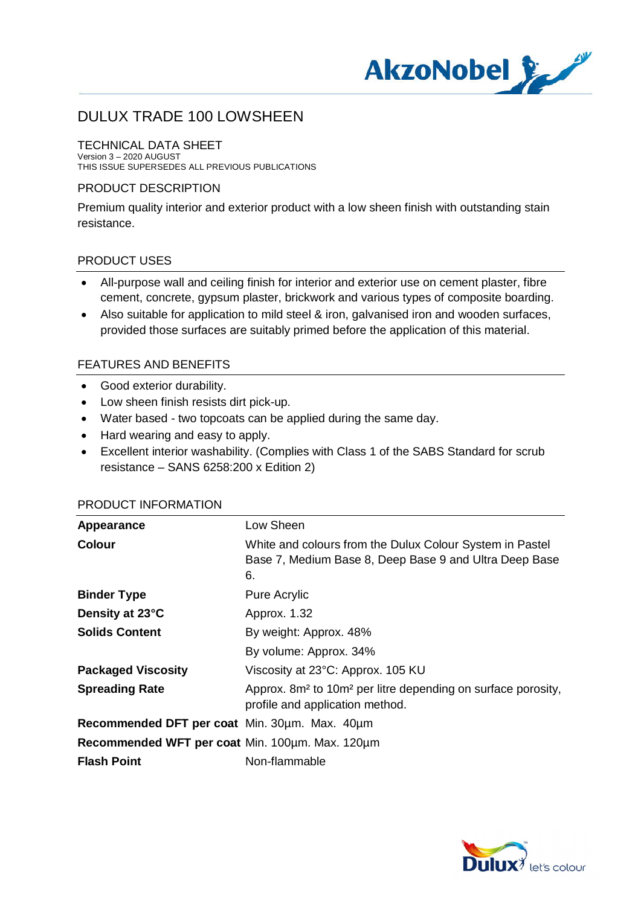# DULUX TRADE 100 LOWSHEEN

## TECHNICAL DATA SHEET

Version 3 – 2020 AUGUST
THIS ISSUE SUPERSEDES ALL PREVIOUS PUBLICATIONS

## PRODUCT DESCRIPTION

Premium quality interior and exterior product with a low sheen finish with outstanding stain resistance.

## PRODUCT USES

- All-purpose wall and ceiling finish for interior and exterior use on cement plaster, fibre cement, concrete, gypsum plaster, brickwork and various types of composite boarding.
- Also suitable for application to mild steel & iron, galvanised iron and wooden surfaces, provided those surfaces are suitably primed before the application of this material.

## FEATURES AND BENEFITS

- Good exterior durability.
- Low sheen finish resists dirt pick-up.
- Water based - two topcoats can be applied during the same day.
- Hard wearing and easy to apply.
- Excellent interior washability. (Complies with Class 1 of the SABS Standard for scrub resistance – SANS 6258:200 x Edition 2)

## PRODUCT INFORMATION

| | |
|---|---|
| **Appearance** | Low Sheen |
| **Colour** | White and colours from the Dulux Colour System in Pastel Base 7, Medium Base 8, Deep Base 9 and Ultra Deep Base 6. |
| **Binder Type** | Pure Acrylic |
| **Density at 23°C** | Approx. 1.32 |
| **Solids Content** | By weight: Approx. 48% |
| | By volume: Approx. 34% |
| **Packaged Viscosity** | Viscosity at 23°C: Approx. 105 KU |
| **Spreading Rate** | Approx. 8m² to 10m² per litre depending on surface porosity, profile and application method. |
| **Recommended DFT per coat** | Min. 30µm. Max. 40µm |
| **Recommended WFT per coat** | Min. 100µm. Max. 120µm |
| **Flash Point** | Non-flammable |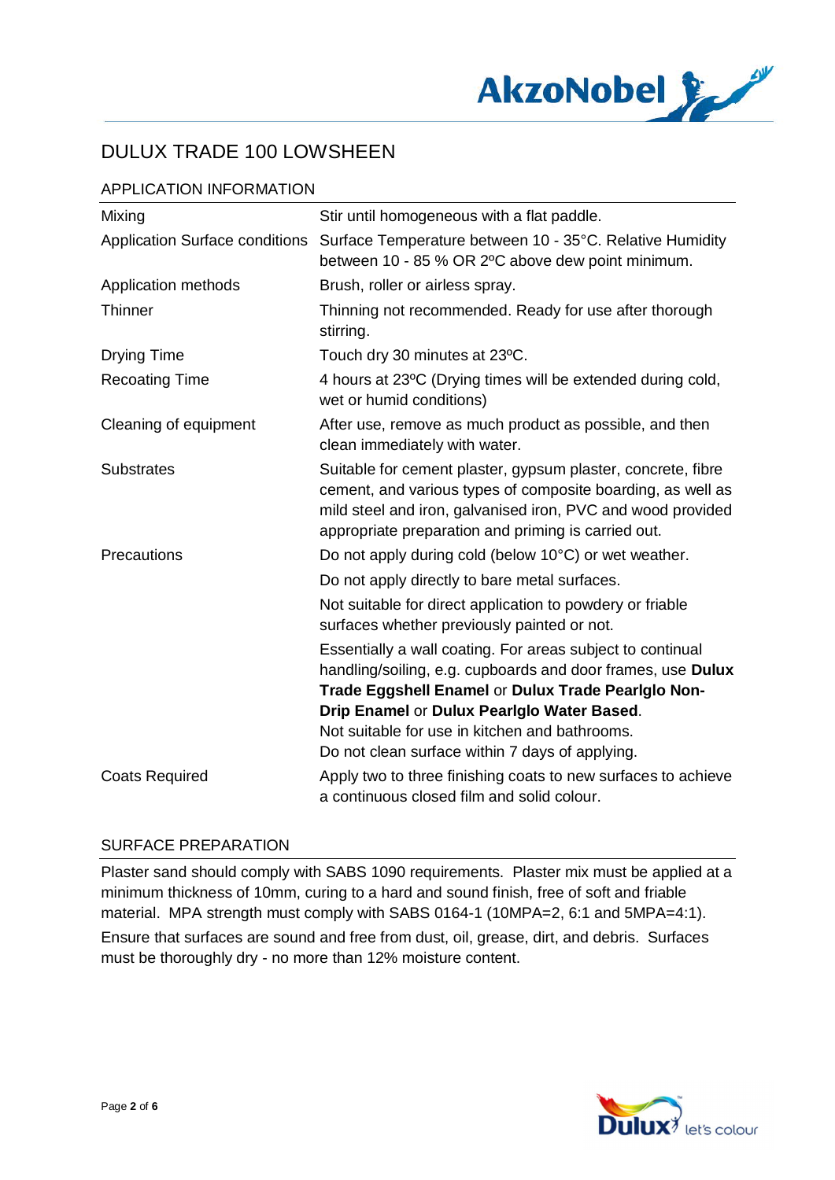# DULUX TRADE 100 LOWSHEEN

## APPLICATION INFORMATION

| | |
|---|---|
| Mixing | Stir until homogeneous with a flat paddle. |
| Application Surface conditions | Surface Temperature between 10 - 35°C. Relative Humidity between 10 - 85 % OR 2ºC above dew point minimum. |
| Application methods | Brush, roller or airless spray. |
| Thinner | Thinning not recommended. Ready for use after thorough stirring. |
| Drying Time | Touch dry 30 minutes at 23ºC. |
| Recoating Time | 4 hours at 23ºC (Drying times will be extended during cold, wet or humid conditions) |
| Cleaning of equipment | After use, remove as much product as possible, and then clean immediately with water. |
| Substrates | Suitable for cement plaster, gypsum plaster, concrete, fibre cement, and various types of composite boarding, as well as mild steel and iron, galvanised iron, PVC and wood provided appropriate preparation and priming is carried out. |
| Precautions | Do not apply during cold (below 10°C) or wet weather.<br>Do not apply directly to bare metal surfaces.<br>Not suitable for direct application to powdery or friable surfaces whether previously painted or not.<br>Essentially a wall coating. For areas subject to continual handling/soiling, e.g. cupboards and door frames, use **Dulux Trade Eggshell Enamel** or **Dulux Trade Pearlglo Non-Drip Enamel** or **Dulux Pearlglo Water Based**.<br>Not suitable for use in kitchen and bathrooms.<br>Do not clean surface within 7 days of applying. |
| Coats Required | Apply two to three finishing coats to new surfaces to achieve a continuous closed film and solid colour. |

## SURFACE PREPARATION

Plaster sand should comply with SABS 1090 requirements. Plaster mix must be applied at a minimum thickness of 10mm, curing to a hard and sound finish, free of soft and friable material. MPA strength must comply with SABS 0164-1 (10MPA=2, 6:1 and 5MPA=4:1).

Ensure that surfaces are sound and free from dust, oil, grease, dirt, and debris. Surfaces must be thoroughly dry - no more than 12% moisture content.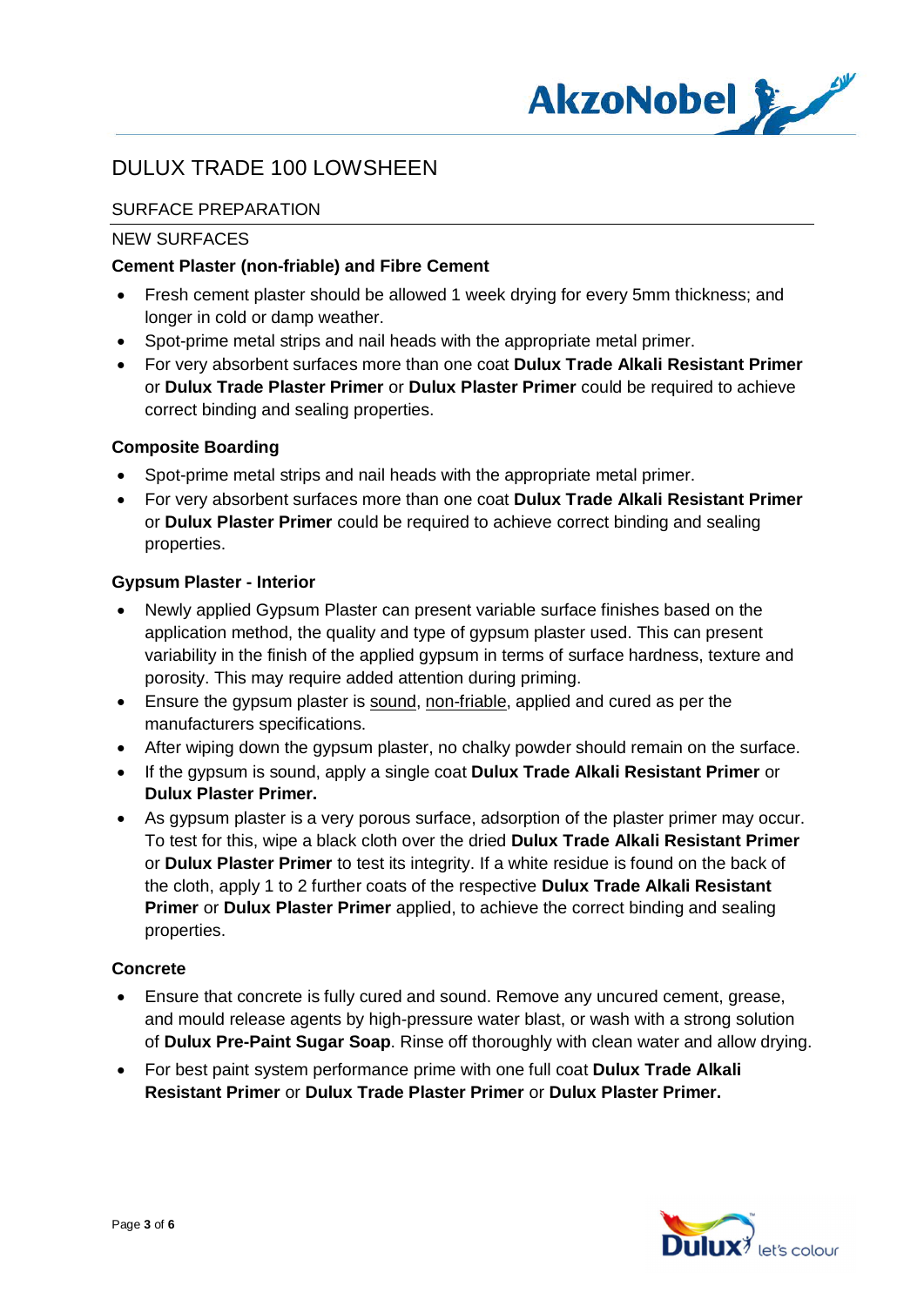# DULUX TRADE 100 LOWSHEEN

## SURFACE PREPARATION

### NEW SURFACES

**Cement Plaster (non-friable) and Fibre Cement**

- Fresh cement plaster should be allowed 1 week drying for every 5mm thickness; and longer in cold or damp weather.
- Spot-prime metal strips and nail heads with the appropriate metal primer.
- For very absorbent surfaces more than one coat **Dulux Trade Alkali Resistant Primer** or **Dulux Trade Plaster Primer** or **Dulux Plaster Primer** could be required to achieve correct binding and sealing properties.

**Composite Boarding**

- Spot-prime metal strips and nail heads with the appropriate metal primer.
- For very absorbent surfaces more than one coat **Dulux Trade Alkali Resistant Primer** or **Dulux Plaster Primer** could be required to achieve correct binding and sealing properties.

**Gypsum Plaster - Interior**

- Newly applied Gypsum Plaster can present variable surface finishes based on the application method, the quality and type of gypsum plaster used. This can present variability in the finish of the applied gypsum in terms of surface hardness, texture and porosity. This may require added attention during priming.
- Ensure the gypsum plaster is <u>sound</u>, <u>non-friable</u>, applied and cured as per the manufacturers specifications.
- After wiping down the gypsum plaster, no chalky powder should remain on the surface.
- If the gypsum is sound, apply a single coat **Dulux Trade Alkali Resistant Primer** or **Dulux Plaster Primer.**
- As gypsum plaster is a very porous surface, adsorption of the plaster primer may occur. To test for this, wipe a black cloth over the dried **Dulux Trade Alkali Resistant Primer** or **Dulux Plaster Primer** to test its integrity. If a white residue is found on the back of the cloth, apply 1 to 2 further coats of the respective **Dulux Trade Alkali Resistant Primer** or **Dulux Plaster Primer** applied, to achieve the correct binding and sealing properties.

**Concrete**

- Ensure that concrete is fully cured and sound. Remove any uncured cement, grease, and mould release agents by high-pressure water blast, or wash with a strong solution of **Dulux Pre-Paint Sugar Soap**. Rinse off thoroughly with clean water and allow drying.
- For best paint system performance prime with one full coat **Dulux Trade Alkali Resistant Primer** or **Dulux Trade Plaster Primer** or **Dulux Plaster Primer.**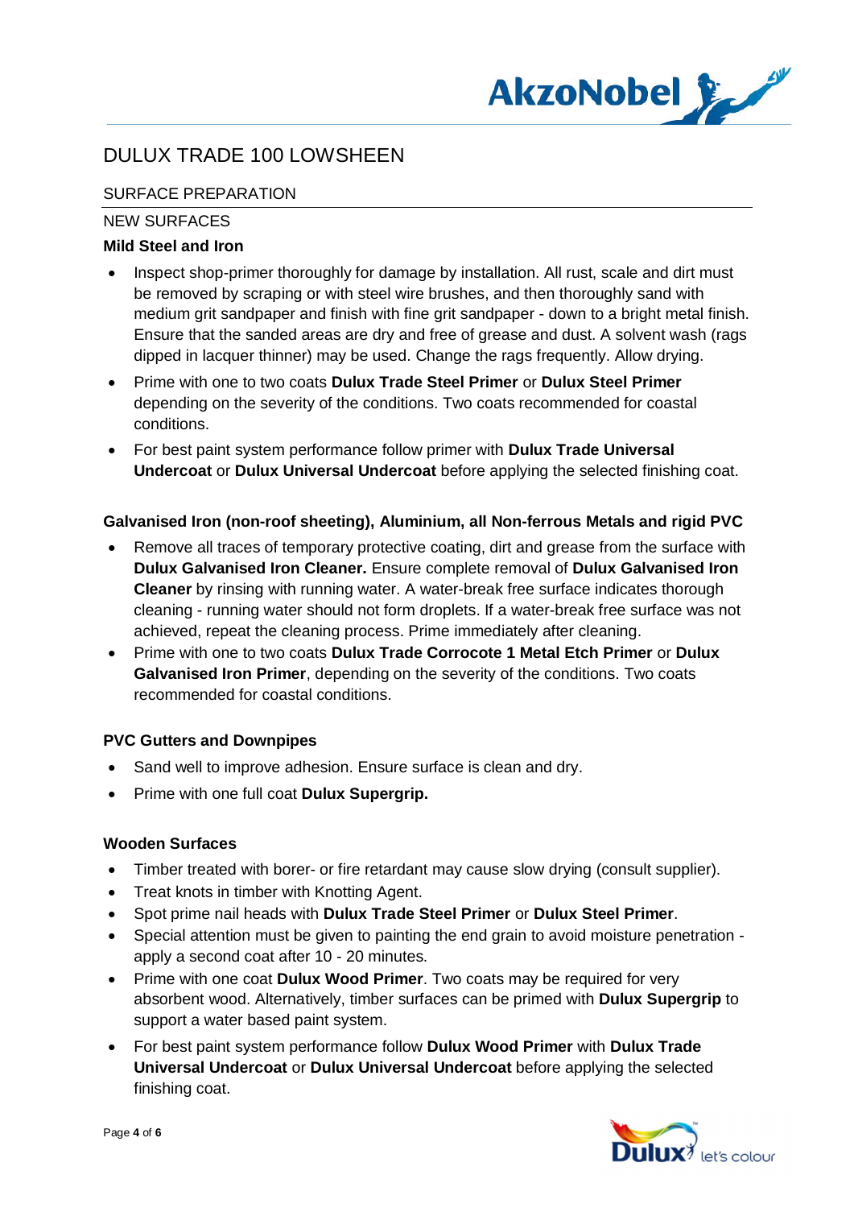# DULUX TRADE 100 LOWSHEEN

## SURFACE PREPARATION

### NEW SURFACES

**Mild Steel and Iron**

- Inspect shop-primer thoroughly for damage by installation. All rust, scale and dirt must be removed by scraping or with steel wire brushes, and then thoroughly sand with medium grit sandpaper and finish with fine grit sandpaper - down to a bright metal finish. Ensure that the sanded areas are dry and free of grease and dust. A solvent wash (rags dipped in lacquer thinner) may be used. Change the rags frequently. Allow drying.
- Prime with one to two coats **Dulux Trade Steel Primer** or **Dulux Steel Primer** depending on the severity of the conditions. Two coats recommended for coastal conditions.
- For best paint system performance follow primer with **Dulux Trade Universal Undercoat** or **Dulux Universal Undercoat** before applying the selected finishing coat.

**Galvanised Iron (non-roof sheeting), Aluminium, all Non-ferrous Metals and rigid PVC**

- Remove all traces of temporary protective coating, dirt and grease from the surface with **Dulux Galvanised Iron Cleaner.** Ensure complete removal of **Dulux Galvanised Iron Cleaner** by rinsing with running water. A water-break free surface indicates thorough cleaning - running water should not form droplets. If a water-break free surface was not achieved, repeat the cleaning process. Prime immediately after cleaning.
- Prime with one to two coats **Dulux Trade Corrocote 1 Metal Etch Primer** or **Dulux Galvanised Iron Primer**, depending on the severity of the conditions. Two coats recommended for coastal conditions.

**PVC Gutters and Downpipes**

- Sand well to improve adhesion. Ensure surface is clean and dry.
- Prime with one full coat **Dulux Supergrip.**

**Wooden Surfaces**

- Timber treated with borer- or fire retardant may cause slow drying (consult supplier).
- Treat knots in timber with Knotting Agent.
- Spot prime nail heads with **Dulux Trade Steel Primer** or **Dulux Steel Primer**.
- Special attention must be given to painting the end grain to avoid moisture penetration - apply a second coat after 10 - 20 minutes.
- Prime with one coat **Dulux Wood Primer**. Two coats may be required for very absorbent wood. Alternatively, timber surfaces can be primed with **Dulux Supergrip** to support a water based paint system.
- For best paint system performance follow **Dulux Wood Primer** with **Dulux Trade Universal Undercoat** or **Dulux Universal Undercoat** before applying the selected finishing coat.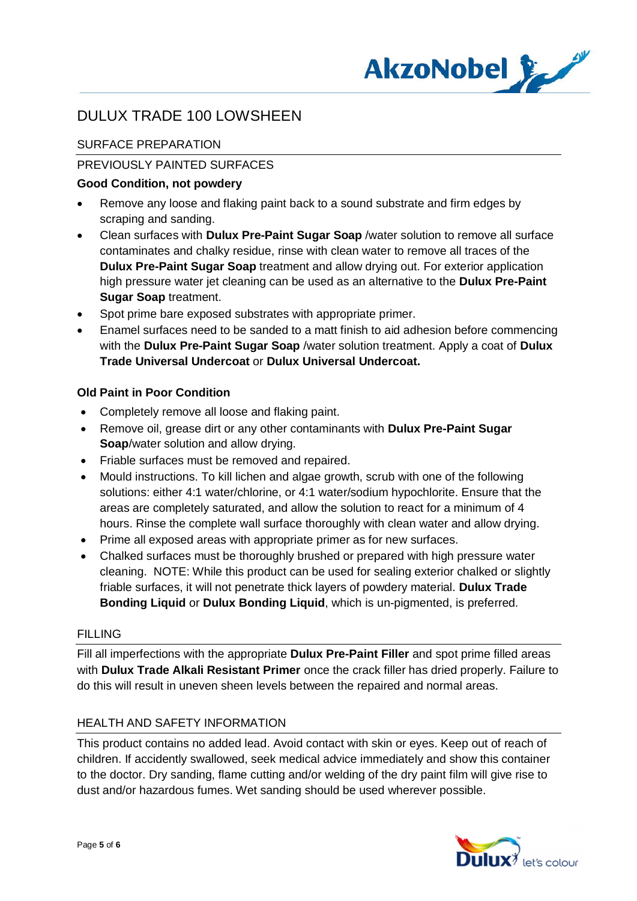# DULUX TRADE 100 LOWSHEEN

## SURFACE PREPARATION

## PREVIOUSLY PAINTED SURFACES

**Good Condition, not powdery**

- Remove any loose and flaking paint back to a sound substrate and firm edges by scraping and sanding.
- Clean surfaces with **Dulux Pre-Paint Sugar Soap** /water solution to remove all surface contaminates and chalky residue, rinse with clean water to remove all traces of the **Dulux Pre-Paint Sugar Soap** treatment and allow drying out. For exterior application high pressure water jet cleaning can be used as an alternative to the **Dulux Pre-Paint Sugar Soap** treatment.
- Spot prime bare exposed substrates with appropriate primer.
- Enamel surfaces need to be sanded to a matt finish to aid adhesion before commencing with the **Dulux Pre-Paint Sugar Soap** /water solution treatment. Apply a coat of **Dulux Trade Universal Undercoat** or **Dulux Universal Undercoat.**

**Old Paint in Poor Condition**

- Completely remove all loose and flaking paint.
- Remove oil, grease dirt or any other contaminants with **Dulux Pre-Paint Sugar Soap**/water solution and allow drying.
- Friable surfaces must be removed and repaired.
- Mould instructions. To kill lichen and algae growth, scrub with one of the following solutions: either 4:1 water/chlorine, or 4:1 water/sodium hypochlorite. Ensure that the areas are completely saturated, and allow the solution to react for a minimum of 4 hours. Rinse the complete wall surface thoroughly with clean water and allow drying.
- Prime all exposed areas with appropriate primer as for new surfaces.
- Chalked surfaces must be thoroughly brushed or prepared with high pressure water cleaning. NOTE: While this product can be used for sealing exterior chalked or slightly friable surfaces, it will not penetrate thick layers of powdery material. **Dulux Trade Bonding Liquid** or **Dulux Bonding Liquid**, which is un-pigmented, is preferred.

## FILLING

Fill all imperfections with the appropriate **Dulux Pre-Paint Filler** and spot prime filled areas with **Dulux Trade Alkali Resistant Primer** once the crack filler has dried properly. Failure to do this will result in uneven sheen levels between the repaired and normal areas.

## HEALTH AND SAFETY INFORMATION

This product contains no added lead. Avoid contact with skin or eyes. Keep out of reach of children. If accidently swallowed, seek medical advice immediately and show this container to the doctor. Dry sanding, flame cutting and/or welding of the dry paint film will give rise to dust and/or hazardous fumes. Wet sanding should be used wherever possible.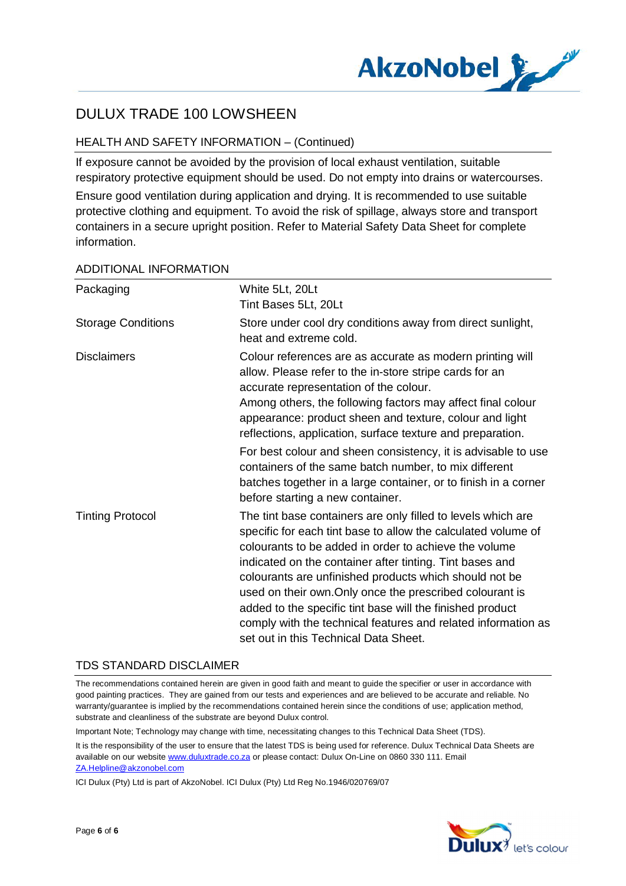# DULUX TRADE 100 LOWSHEEN

## HEALTH AND SAFETY INFORMATION – (Continued)

If exposure cannot be avoided by the provision of local exhaust ventilation, suitable respiratory protective equipment should be used. Do not empty into drains or watercourses.

Ensure good ventilation during application and drying. It is recommended to use suitable protective clothing and equipment. To avoid the risk of spillage, always store and transport containers in a secure upright position. Refer to Material Safety Data Sheet for complete information.

## ADDITIONAL INFORMATION

| | |
|---|---|
| Packaging | White 5Lt, 20Lt<br>Tint Bases 5Lt, 20Lt |
| Storage Conditions | Store under cool dry conditions away from direct sunlight, heat and extreme cold. |
| Disclaimers | Colour references are as accurate as modern printing will allow. Please refer to the in-store stripe cards for an accurate representation of the colour.<br>Among others, the following factors may affect final colour appearance: product sheen and texture, colour and light reflections, application, surface texture and preparation.<br>For best colour and sheen consistency, it is advisable to use containers of the same batch number, to mix different batches together in a large container, or to finish in a corner before starting a new container. |
| Tinting Protocol | The tint base containers are only filled to levels which are specific for each tint base to allow the calculated volume of colourants to be added in order to achieve the volume indicated on the container after tinting. Tint bases and colourants are unfinished products which should not be used on their own.Only once the prescribed colourant is added to the specific tint base will the finished product comply with the technical features and related information as set out in this Technical Data Sheet. |

## TDS STANDARD DISCLAIMER

The recommendations contained herein are given in good faith and meant to guide the specifier or user in accordance with good painting practices. They are gained from our tests and experiences and are believed to be accurate and reliable. No warranty/guarantee is implied by the recommendations contained herein since the conditions of use; application method, substrate and cleanliness of the substrate are beyond Dulux control.

Important Note; Technology may change with time, necessitating changes to this Technical Data Sheet (TDS).

It is the responsibility of the user to ensure that the latest TDS is being used for reference. Dulux Technical Data Sheets are available on our website www.duluxtrade.co.za or please contact: Dulux On-Line on 0860 330 111. Email ZA.Helpline@akzonobel.com

ICI Dulux (Pty) Ltd is part of AkzoNobel. ICI Dulux (Pty) Ltd Reg No.1946/020769/07